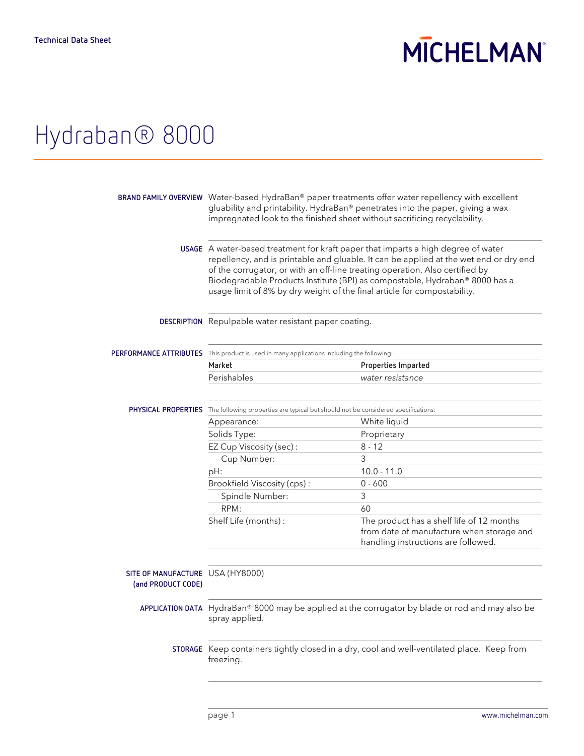Technical Data Sheet

MICHELMAN

# Hydraban® 8000

**BRAND FAMILY OVERVIEW**

Water-based HydraBan® paper treatments offer water repellency with excellent gluability and printability. HydraBan® penetrates into the paper, giving a wax impregnated look to the finished sheet without sacrificing recyclability.

**USAGE**

A water-based treatment for kraft paper that imparts a high degree of water repellency, and is printable and gluable. It can be applied at the wet end or dry end of the corrugator, or with an off-line treating operation. Also certified by Biodegradable Products Institute (BPI) as compostable, Hydraban® 8000 has a usage limit of 8% by dry weight of the final article for compostability.

**DESCRIPTION**

Repulpable water resistant paper coating.

**PERFORMANCE ATTRIBUTES**

This product is used in many applications including the following:

| Market | Properties Imparted |
|---|---|
| Perishables | *water resistance* |

**PHYSICAL PROPERTIES**

The following properties are typical but should not be considered specifications:

| | |
|---|---|
| Appearance: | White liquid |
| Solids Type: | Proprietary |
| EZ Cup Viscosity (sec) : | 8 - 12 |
| Cup Number: | 3 |
| pH: | 10.0 - 11.0 |
| Brookfield Viscosity (cps) : | 0 - 600 |
| Spindle Number: | 3 |
| RPM: | 60 |
| Shelf Life (months) : | The product has a shelf life of 12 months from date of manufacture when storage and handling instructions are followed. |

**SITE OF MANUFACTURE (and PRODUCT CODE)**

USA (HY8000)

**APPLICATION DATA**

HydraBan® 8000 may be applied at the corrugator by blade or rod and may also be spray applied.

**STORAGE**

Keep containers tightly closed in a dry, cool and well-ventilated place. Keep from freezing.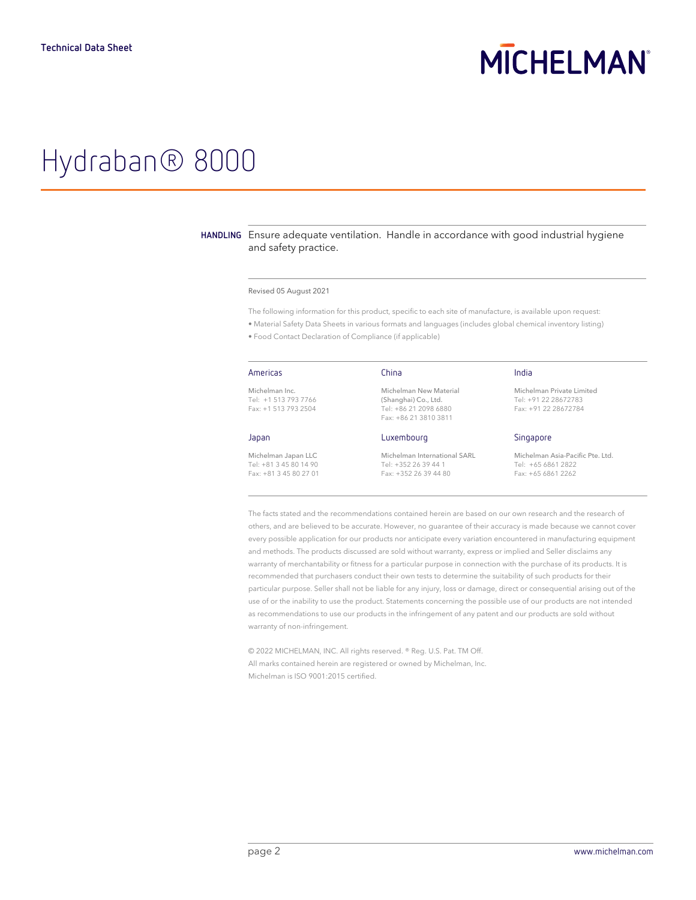# Hydraban® 8000

**HANDLING** Ensure adequate ventilation. Handle in accordance with good industrial hygiene and safety practice.

Revised 05 August 2021

The following information for this product, specific to each site of manufacture, is available upon request:

- Material Safety Data Sheets in various formats and languages (includes global chemical inventory listing)
- Food Contact Declaration of Compliance (if applicable)

**Americas**

Michelman Inc.
Tel: +1 513 793 7766
Fax: +1 513 793 2504

**China**

Michelman New Material (Shanghai) Co., Ltd.
Tel: +86 21 2098 6880
Fax: +86 21 3810 3811

**India**

Michelman Private Limited
Tel: +91 22 28672783
Fax: +91 22 28672784

**Japan**

Michelman Japan LLC
Tel: +81 3 45 80 14 90
Fax: +81 3 45 80 27 01

**Luxembourg**

Michelman International SARL
Tel: +352 26 39 44 1
Fax: +352 26 39 44 80

**Singapore**

Michelman Asia-Pacific Pte. Ltd.
Tel: +65 6861 2822
Fax: +65 6861 2262

The facts stated and the recommendations contained herein are based on our own research and the research of others, and are believed to be accurate. However, no guarantee of their accuracy is made because we cannot cover every possible application for our products nor anticipate every variation encountered in manufacturing equipment and methods. The products discussed are sold without warranty, express or implied and Seller disclaims any warranty of merchantability or fitness for a particular purpose in connection with the purchase of its products. It is recommended that purchasers conduct their own tests to determine the suitability of such products for their particular purpose. Seller shall not be liable for any injury, loss or damage, direct or consequential arising out of the use of or the inability to use the product. Statements concerning the possible use of our products are not intended as recommendations to use our products in the infringement of any patent and our products are sold without warranty of non-infringement.

© 2022 MICHELMAN, INC. All rights reserved. ® Reg. U.S. Pat. TM Off.
All marks contained herein are registered or owned by Michelman, Inc.
Michelman is ISO 9001:2015 certified.